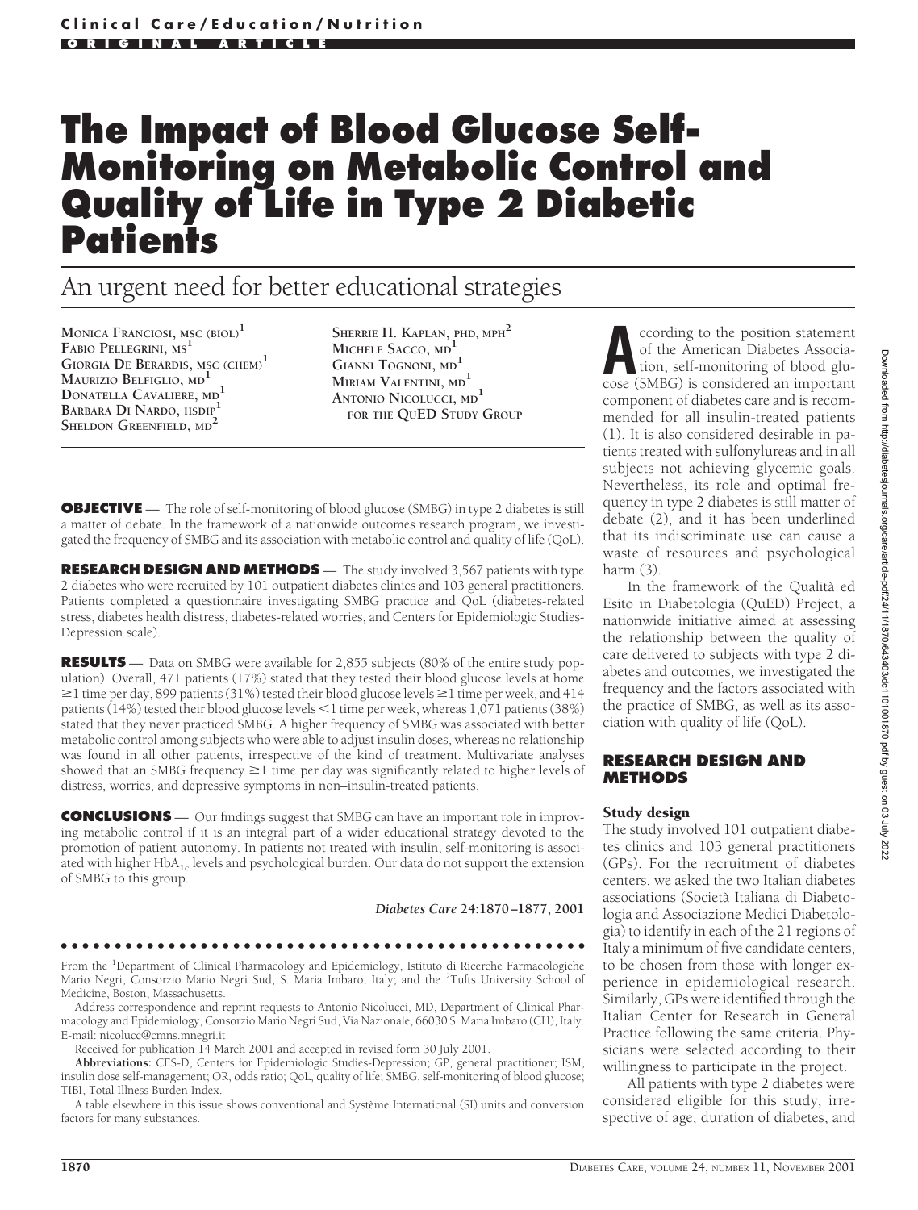# The Impact of Blood Glucose Self-Monitoring on Metabolic Control and Quality of Life in Type 2 Diabetic Patients

## An urgent need for better educational strategies

MONICA FRANCIOSI, MSC (BIOL)[1]
FABIO PELLEGRINI, MS[1]
GIORGIA DE BERARDIS, MSC (CHEM)[1]
MAURIZIO BELFIGLIO, MD[1]
DONATELLA CAVALIERE, MD[1]
BARBARA DI NARDO, HSDIP[1]
SHELDON GREENFIELD, MD[2]
SHERRIE H. KAPLAN, PHD, MPH[2]
MICHELE SACCO, MD[1]
GIANNI TOGNONI, MD[1]
MIRIAM VALENTINI, MD[1]
ANTONIO NICOLUCCI, MD[1]
FOR THE QUED STUDY GROUP

**OBJECTIVE** — The role of self-monitoring of blood glucose (SMBG) in type 2 diabetes is still a matter of debate. In the framework of a nationwide outcomes research program, we investigated the frequency of SMBG and its association with metabolic control and quality of life (QoL).

**RESEARCH DESIGN AND METHODS** — The study involved 3,567 patients with type 2 diabetes who were recruited by 101 outpatient diabetes clinics and 103 general practitioners. Patients completed a questionnaire investigating SMBG practice and QoL (diabetes-related stress, diabetes health distress, diabetes-related worries, and Centers for Epidemiologic Studies-Depression scale).

**RESULTS** — Data on SMBG were available for 2,855 subjects (80% of the entire study population). Overall, 471 patients (17%) stated that they tested their blood glucose levels at home ≥1 time per day, 899 patients (31%) tested their blood glucose levels ≥1 time per week, and 414 patients (14%) tested their blood glucose levels <1 time per week, whereas 1,071 patients (38%) stated that they never practiced SMBG. A higher frequency of SMBG was associated with better metabolic control among subjects who were able to adjust insulin doses, whereas no relationship was found in all other patients, irrespective of the kind of treatment. Multivariate analyses showed that an SMBG frequency ≥1 time per day was significantly related to higher levels of distress, worries, and depressive symptoms in non–insulin-treated patients.

**CONCLUSIONS** — Our findings suggest that SMBG can have an important role in improving metabolic control if it is an integral part of a wider educational strategy devoted to the promotion of patient autonomy. In patients not treated with insulin, self-monitoring is associated with higher $HbA_{1c}$ levels and psychological burden. Our data do not support the extension of SMBG to this group.

*Diabetes Care* 24:1870–1877, 2001

According to the position statement of the American Diabetes Association, self-monitoring of blood glucose (SMBG) is considered an important component of diabetes care and is recommended for all insulin-treated patients (1). It is also considered desirable in patients treated with sulfonylureas and in all subjects not achieving glycemic goals. Nevertheless, its role and optimal frequency in type 2 diabetes is still matter of debate (2), and it has been underlined that its indiscriminate use can cause a waste of resources and psychological harm (3).

In the framework of the Qualità ed Esito in Diabetologia (QuED) Project, a nationwide initiative aimed at assessing the relationship between the quality of care delivered to subjects with type 2 diabetes and outcomes, we investigated the frequency and the factors associated with the practice of SMBG, as well as its association with quality of life (QoL).

## RESEARCH DESIGN AND METHODS

### Study design

The study involved 101 outpatient diabetes clinics and 103 general practitioners (GPs). For the recruitment of diabetes centers, we asked the two Italian diabetes associations (Società Italiana di Diabetologia and Associazione Medici Diabetologia) to identify in each of the 21 regions of Italy a minimum of five candidate centers, to be chosen from those with longer experience in epidemiological research. Similarly, GPs were identified through the Italian Center for Research in General Practice following the same criteria. Physicians were selected according to their willingness to participate in the project.

All patients with type 2 diabetes were considered eligible for this study, irrespective of age, duration of diabetes, and

From the [1]Department of Clinical Pharmacology and Epidemiology, Istituto di Ricerche Farmacologiche Mario Negri, Consorzio Mario Negri Sud, S. Maria Imbaro, Italy; and the [2]Tufts University School of Medicine, Boston, Massachusetts.

Address correspondence and reprint requests to Antonio Nicolucci, MD, Department of Clinical Pharmacology and Epidemiology, Consorzio Mario Negri Sud, Via Nazionale, 66030 S. Maria Imbaro (CH), Italy. E-mail: nicolucc@cmns.mnegri.it.

Received for publication 14 March 2001 and accepted in revised form 30 July 2001.

**Abbreviations:** CES-D, Centers for Epidemiologic Studies-Depression; GP, general practitioner; ISM, insulin dose self-management; OR, odds ratio; QoL, quality of life; SMBG, self-monitoring of blood glucose; TIBI, Total Illness Burden Index.

A table elsewhere in this issue shows conventional and Système International (SI) units and conversion factors for many substances.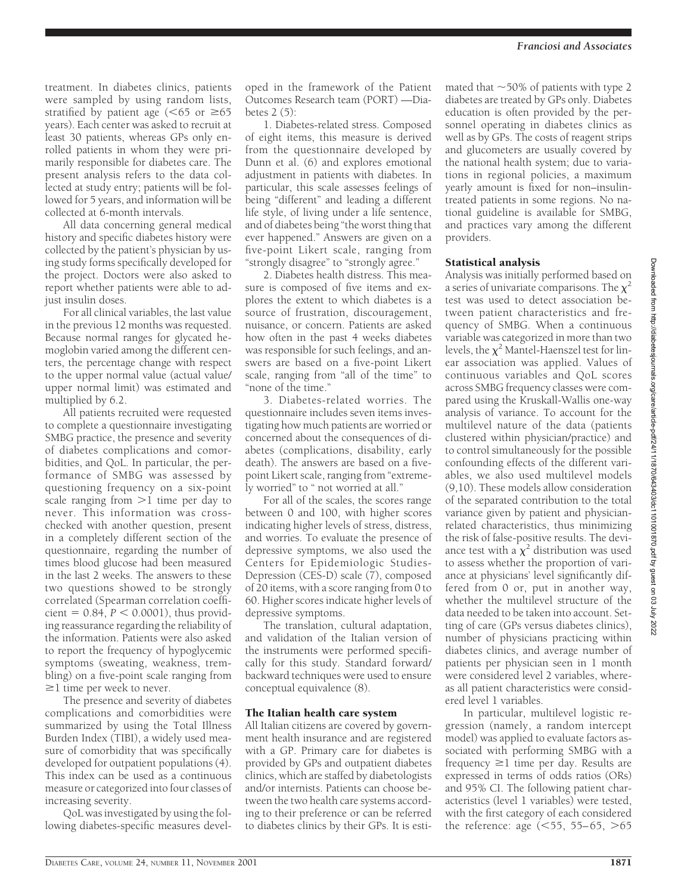treatment. In diabetes clinics, patients were sampled by using random lists, stratified by patient age (<65 or ≥65 years). Each center was asked to recruit at least 30 patients, whereas GPs only enrolled patients in whom they were primarily responsible for diabetes care. The present analysis refers to the data collected at study entry; patients will be followed for 5 years, and information will be collected at 6-month intervals.

All data concerning general medical history and specific diabetes history were collected by the patient's physician by using study forms specifically developed for the project. Doctors were also asked to report whether patients were able to adjust insulin doses.

For all clinical variables, the last value in the previous 12 months was requested. Because normal ranges for glycated hemoglobin varied among the different centers, the percentage change with respect to the upper normal value (actual value/upper normal limit) was estimated and multiplied by 6.2.

All patients recruited were requested to complete a questionnaire investigating SMBG practice, the presence and severity of diabetes complications and comorbidities, and QoL. In particular, the performance of SMBG was assessed by questioning frequency on a six-point scale ranging from >1 time per day to never. This information was cross-checked with another question, present in a completely different section of the questionnaire, regarding the number of times blood glucose had been measured in the last 2 weeks. The answers to these two questions showed to be strongly correlated (Spearman correlation coefficient = 0.84, $P < 0.0001$), thus providing reassurance regarding the reliability of the information. Patients were also asked to report the frequency of hypoglycemic symptoms (sweating, weakness, trembling) on a five-point scale ranging from ≥1 time per week to never.

The presence and severity of diabetes complications and comorbidities were summarized by using the Total Illness Burden Index (TIBI), a widely used measure of comorbidity that was specifically developed for outpatient populations (4). This index can be used as a continuous measure or categorized into four classes of increasing severity.

QoL was investigated by using the following diabetes-specific measures developed in the framework of the Patient Outcomes Research team (PORT) —Diabetes 2 (5):

1. Diabetes-related stress. Composed of eight items, this measure is derived from the questionnaire developed by Dunn et al. (6) and explores emotional adjustment in patients with diabetes. In particular, this scale assesses feelings of being "different" and leading a different life style, of living under a life sentence, and of diabetes being "the worst thing that ever happened." Answers are given on a five-point Likert scale, ranging from "strongly disagree" to "strongly agree."

2. Diabetes health distress. This measure is composed of five items and explores the extent to which diabetes is a source of frustration, discouragement, nuisance, or concern. Patients are asked how often in the past 4 weeks diabetes was responsible for such feelings, and answers are based on a five-point Likert scale, ranging from "all of the time" to "none of the time."

3. Diabetes-related worries. The questionnaire includes seven items investigating how much patients are worried or concerned about the consequences of diabetes (complications, disability, early death). The answers are based on a five-point Likert scale, ranging from "extremely worried" to " not worried at all."

For all of the scales, the scores range between 0 and 100, with higher scores indicating higher levels of stress, distress, and worries. To evaluate the presence of depressive symptoms, we also used the Centers for Epidemiologic Studies-Depression (CES-D) scale (7), composed of 20 items, with a score ranging from 0 to 60. Higher scores indicate higher levels of depressive symptoms.

The translation, cultural adaptation, and validation of the Italian version of the instruments were performed specifically for this study. Standard forward/backward techniques were used to ensure conceptual equivalence (8).

## The Italian health care system

All Italian citizens are covered by government health insurance and are registered with a GP. Primary care for diabetes is provided by GPs and outpatient diabetes clinics, which are staffed by diabetologists and/or internists. Patients can choose between the two health care systems according to their preference or can be referred to diabetes clinics by their GPs. It is estimated that ~50% of patients with type 2 diabetes are treated by GPs only. Diabetes education is often provided by the personnel operating in diabetes clinics as well as by GPs. The costs of reagent strips and glucometers are usually covered by the national health system; due to variations in regional policies, a maximum yearly amount is fixed for non–insulin-treated patients in some regions. No national guideline is available for SMBG, and practices vary among the different providers.

## Statistical analysis

Analysis was initially performed based on a series of univariate comparisons. The $\chi^2$ test was used to detect association between patient characteristics and frequency of SMBG. When a continuous variable was categorized in more than two levels, the $\chi^2$ Mantel-Haenszel test for linear association was applied. Values of continuous variables and QoL scores across SMBG frequency classes were compared using the Kruskall-Wallis one-way analysis of variance. To account for the multilevel nature of the data (patients clustered within physician/practice) and to control simultaneously for the possible confounding effects of the different variables, we also used multilevel models (9,10). These models allow consideration of the separated contribution to the total variance given by patient and physician-related characteristics, thus minimizing the risk of false-positive results. The deviance test with a $\chi^2$ distribution was used to assess whether the proportion of variance at physicians' level significantly differed from 0 or, put in another way, whether the multilevel structure of the data needed to be taken into account. Setting of care (GPs versus diabetes clinics), number of physicians practicing within diabetes clinics, and average number of patients per physician seen in 1 month were considered level 2 variables, whereas all patient characteristics were considered level 1 variables.

In particular, multilevel logistic regression (namely, a random intercept model) was applied to evaluate factors associated with performing SMBG with a frequency ≥1 time per day. Results are expressed in terms of odds ratios (ORs) and 95% CI. The following patient characteristics (level 1 variables) were tested, with the first category of each considered the reference: age (<55, 55–65, >65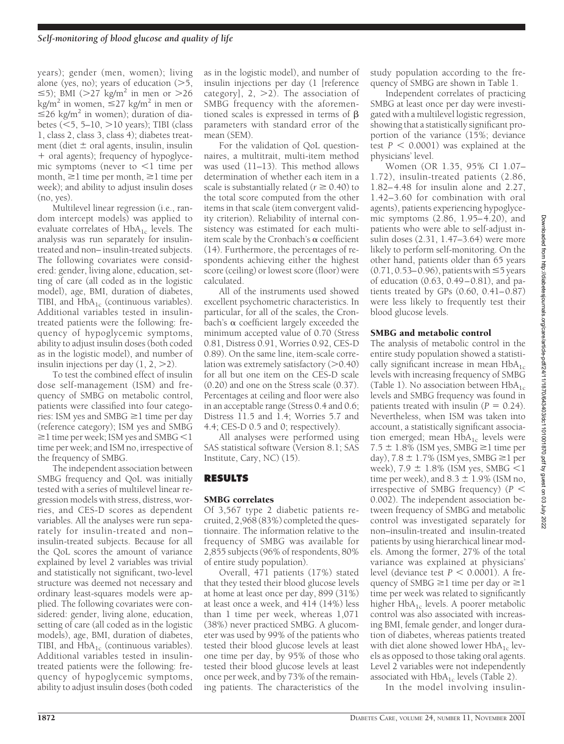years); gender (men, women); living alone (yes, no); years of education (>5, ≤5); BMI (>27 kg/m$^2$ in men or >26 kg/m$^2$ in women, ≤27 kg/m$^2$ in men or ≤26 kg/m$^2$ in women); duration of diabetes (<5, 5–10, >10 years); TIBI (class 1, class 2, class 3, class 4); diabetes treatment (diet ± oral agents, insulin, insulin + oral agents); frequency of hypoglycemic symptoms (never to <1 time per month, ≥1 time per month, ≥1 time per week); and ability to adjust insulin doses (no, yes).

Multilevel linear regression (i.e., random intercept models) was applied to evaluate correlates of $HbA_{1c}$ levels. The analysis was run separately for insulin-treated and non–insulin-treated subjects. The following covariates were considered: gender, living alone, education, setting of care (all coded as in the logistic model), age, BMI, duration of diabetes, TIBI, and $HbA_{1c}$ (continuous variables). Additional variables tested in insulin-treated patients were the following: frequency of hypoglycemic symptoms, ability to adjust insulin doses (both coded as in the logistic model), and number of insulin injections per day (1, 2, >2).

To test the combined effect of insulin dose self-management (ISM) and frequency of SMBG on metabolic control, patients were classified into four categories: ISM yes and SMBG ≥1 time per day (reference category); ISM yes and SMBG ≥1 time per week; ISM yes and SMBG <1 time per week; and ISM no, irrespective of the frequency of SMBG.

The independent association between SMBG frequency and QoL was initially tested with a series of multilevel linear regression models with stress, distress, worries, and CES-D scores as dependent variables. All the analyses were run separately for insulin-treated and non–insulin-treated subjects. Because for all the QoL scores the amount of variance explained by level 2 variables was trivial and statistically not significant, two-level structure was deemed not necessary and ordinary least-squares models were applied. The following covariates were considered: gender, living alone, education, setting of care (all coded as in the logistic models), age, BMI, duration of diabetes, TIBI, and $HbA_{1c}$ (continuous variables). Additional variables tested in insulin-treated patients were the following: frequency of hypoglycemic symptoms, ability to adjust insulin doses (both coded as in the logistic model), and number of insulin injections per day (1 [reference category], 2, >2). The association of SMBG frequency with the aforementioned scales is expressed in terms of $\beta$ parameters with standard error of the mean (SEM).

For the validation of QoL questionnaires, a multitrait, multi-item method was used (11–13). This method allows determination of whether each item in a scale is substantially related ($r \geq 0.40$) to the total score computed from the other items in that scale (item convergent validity criterion). Reliability of internal consistency was estimated for each multi-item scale by the Cronbach's $\alpha$ coefficient (14). Furthermore, the percentages of respondents achieving either the highest score (ceiling) or lowest score (floor) were calculated.

All of the instruments used showed excellent psychometric characteristics. In particular, for all of the scales, the Cronbach's $\alpha$ coefficient largely exceeded the minimum accepted value of 0.70 (Stress 0.81, Distress 0.91, Worries 0.92, CES-D 0.89). On the same line, item-scale correlation was extremely satisfactory (>0.40) for all but one item on the CES-D scale (0.20) and one on the Stress scale (0.37). Percentages at ceiling and floor were also in an acceptable range (Stress 0.4 and 0.6; Distress 11.5 and 1.4; Worries 5.7 and 4.4; CES-D 0.5 and 0; respectively).

All analyses were performed using SAS statistical software (Version 8.1; SAS Institute, Cary, NC) (15).

## RESULTS

### SMBG correlates

Of 3,567 type 2 diabetic patients recruited, 2,968 (83%) completed the questionnaire. The information relative to the frequency of SMBG was available for 2,855 subjects (96% of respondents, 80% of entire study population).

Overall, 471 patients (17%) stated that they tested their blood glucose levels at home at least once per day, 899 (31%) at least once a week, and 414 (14%) less than 1 time per week, whereas 1,071 (38%) never practiced SMBG. A glucometer was used by 99% of the patients who tested their blood glucose levels at least one time per day, by 95% of those who tested their blood glucose levels at least once per week, and by 73% of the remaining patients. The characteristics of the study population according to the frequency of SMBG are shown in Table 1.

Independent correlates of practicing SMBG at least once per day were investigated with a multilevel logistic regression, showing that a statistically significant proportion of the variance (15%; deviance test $P < 0.0001$) was explained at the physicians' level.

Women (OR 1.35, 95% CI 1.07–1.72), insulin-treated patients (2.86, 1.82–4.48 for insulin alone and 2.27, 1.42–3.60 for combination with oral agents), patients experiencing hypoglycemic symptoms (2.86, 1.95–4.20), and patients who were able to self-adjust insulin doses (2.31, 1.47–3.64) were more likely to perform self-monitoring. On the other hand, patients older than 65 years (0.71, 0.53–0.96), patients with ≤5 years of education (0.63, 0.49–0.81), and patients treated by GPs (0.60, 0.41–0.87) were less likely to frequently test their blood glucose levels.

### SMBG and metabolic control

The analysis of metabolic control in the entire study population showed a statistically significant increase in mean $HbA_{1c}$ levels with increasing frequency of SMBG (Table 1). No association between $HbA_{1c}$ levels and SMBG frequency was found in patients treated with insulin ($P = 0.24$). Nevertheless, when ISM was taken into account, a statistically significant association emerged; mean $HbA_{1c}$ levels were 7.5 ± 1.8% (ISM yes, SMBG ≥1 time per day), 7.8 ± 1.7% (ISM yes, SMBG ≥1 per week), 7.9 ± 1.8% (ISM yes, SMBG <1 time per week), and 8.3 ± 1.9% (ISM no, irrespective of SMBG frequency) ($P < 0.002$). The independent association between frequency of SMBG and metabolic control was investigated separately for non–insulin-treated and insulin-treated patients by using hierarchical linear models. Among the former, 27% of the total variance was explained at physicians' level (deviance test $P < 0.0001$). A frequency of SMBG ≥1 time per day or ≥1 time per week was related to significantly higher $HbA_{1c}$ levels. A poorer metabolic control was also associated with increasing BMI, female gender, and longer duration of diabetes, whereas patients treated with diet alone showed lower $HbA_{1c}$ levels as opposed to those taking oral agents. Level 2 variables were not independently associated with $HbA_{1c}$ levels (Table 2).

In the model involving insulin-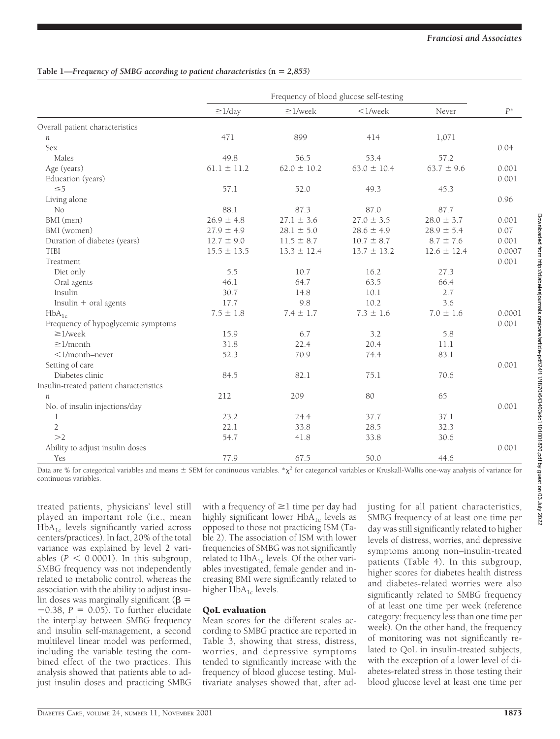**Table 1—Frequency of SMBG according to patient characteristics (n = 2,855)**

| | Frequency of blood glucose self-testing | | | | |
|---|---|---|---|---|---|
| | ≥1/day | ≥1/week | <1/week | Never | $P$* |
| Overall patient characteristics | | | | | |
| $n$ | 471 | 899 | 414 | 1,071 | |
| Sex | | | | | 0.04 |
| Males | 49.8 | 56.5 | 53.4 | 57.2 | |
| Age (years) | 61.1 ± 11.2 | 62.0 ± 10.2 | 63.0 ± 10.4 | 63.7 ± 9.6 | 0.001 |
| Education (years) | | | | | 0.001 |
| ≤5 | 57.1 | 52.0 | 49.3 | 45.3 | |
| Living alone | | | | | 0.96 |
| No | 88.1 | 87.3 | 87.0 | 87.7 | |
| BMI (men) | 26.9 ± 4.8 | 27.1 ± 3.6 | 27.0 ± 3.5 | 28.0 ± 3.7 | 0.001 |
| BMI (women) | 27.9 ± 4.9 | 28.1 ± 5.0 | 28.6 ± 4.9 | 28.9 ± 5.4 | 0.07 |
| Duration of diabetes (years) | 12.7 ± 9.0 | 11.5 ± 8.7 | 10.7 ± 8.7 | 8.7 ± 7.6 | 0.001 |
| TIBI | 15.5 ± 13.5 | 13.3 ± 12.4 | 13.7 ± 13.2 | 12.6 ± 12.4 | 0.0007 |
| Treatment | | | | | 0.001 |
| Diet only | 5.5 | 10.7 | 16.2 | 27.3 | |
| Oral agents | 46.1 | 64.7 | 63.5 | 66.4 | |
| Insulin | 30.7 | 14.8 | 10.1 | 2.7 | |
| Insulin + oral agents | 17.7 | 9.8 | 10.2 | 3.6 | |
| $HbA_{1c}$ | 7.5 ± 1.8 | 7.4 ± 1.7 | 7.3 ± 1.6 | 7.0 ± 1.6 | 0.0001 |
| Frequency of hypoglycemic symptoms | | | | | 0.001 |
| ≥1/week | 15.9 | 6.7 | 3.2 | 5.8 | |
| ≥1/month | 31.8 | 22.4 | 20.4 | 11.1 | |
| <1/month–never | 52.3 | 70.9 | 74.4 | 83.1 | |
| Setting of care | | | | | 0.001 |
| Diabetes clinic | 84.5 | 82.1 | 75.1 | 70.6 | |
| Insulin-treated patient characteristics | | | | | |
| $n$ | 212 | 209 | 80 | 65 | |
| No. of insulin injections/day | | | | | 0.001 |
| 1 | 23.2 | 24.4 | 37.7 | 37.1 | |
| 2 | 22.1 | 33.8 | 28.5 | 32.3 | |
| >2 | 54.7 | 41.8 | 33.8 | 30.6 | |
| Ability to adjust insulin doses | | | | | 0.001 |
| Yes | 77.9 | 67.5 | 50.0 | 44.6 | |

Data are % for categorical variables and means ± SEM for continuous variables. *$\chi^2$ for categorical variables or Kruskall-Wallis one-way analysis of variance for continuous variables.

treated patients, physicians' level still played an important role (i.e., mean $HbA_{1c}$ levels significantly varied across centers/practices). In fact, 20% of the total variance was explained by level 2 variables ($P < 0.0001$). In this subgroup, SMBG frequency was not independently related to metabolic control, whereas the association with the ability to adjust insulin doses was marginally significant ($\beta = -0.38$, $P = 0.05$). To further elucidate the interplay between SMBG frequency and insulin self-management, a second multilevel linear model was performed, including the variable testing the combined effect of the two practices. This analysis showed that patients able to adjust insulin doses and practicing SMBG with a frequency of ≥1 time per day had highly significant lower $HbA_{1c}$ levels as opposed to those not practicing ISM (Table 2). The association of ISM with lower frequencies of SMBG was not significantly related to $HbA_{1c}$ levels. Of the other variables investigated, female gender and increasing BMI were significantly related to higher $HbA_{1c}$ levels.

### QoL evaluation

Mean scores for the different scales according to SMBG practice are reported in Table 3, showing that stress, distress, worries, and depressive symptoms tended to significantly increase with the frequency of blood glucose testing. Multivariate analyses showed that, after adjusting for all patient characteristics, SMBG frequency of at least one time per day was still significantly related to higher levels of distress, worries, and depressive symptoms among non–insulin-treated patients (Table 4). In this subgroup, higher scores for diabetes health distress and diabetes-related worries were also significantly related to SMBG frequency of at least one time per week (reference category: frequency less than one time per week). On the other hand, the frequency of monitoring was not significantly related to QoL in insulin-treated subjects, with the exception of a lower level of diabetes-related stress in those testing their blood glucose level at least one time per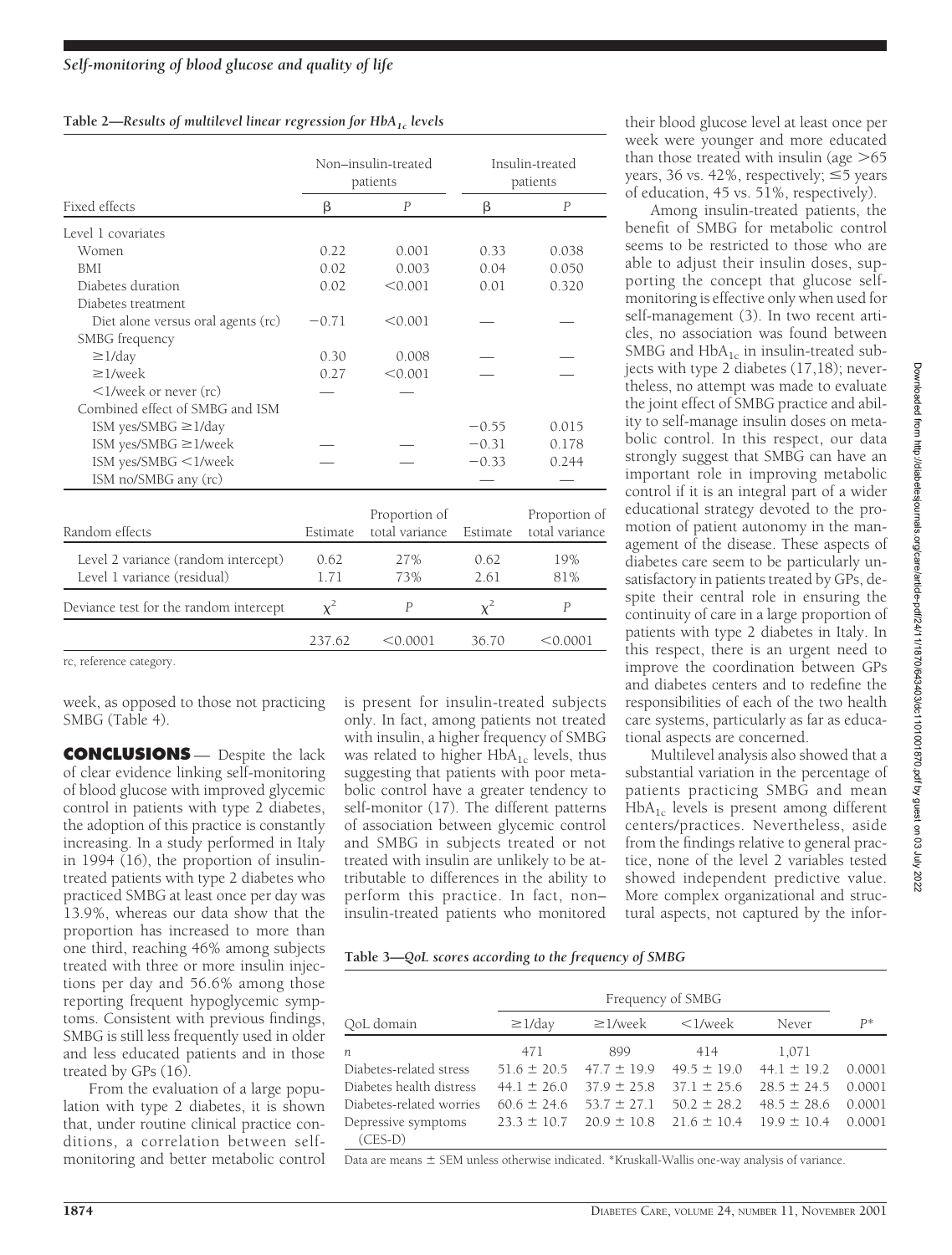**Table 2—Results of multilevel linear regression for $HbA_{1c}$ levels**

| Fixed effects | Non–insulin-treated patients | | Insulin-treated patients | |
|---|---|---|---|---|
| | β | *P* | β | *P* |
| Level 1 covariates | | | | |
| Women | 0.22 | 0.001 | 0.33 | 0.038 |
| BMI | 0.02 | 0.003 | 0.04 | 0.050 |
| Diabetes duration | 0.02 | <0.001 | 0.01 | 0.320 |
| Diabetes treatment | | | | |
| Diet alone versus oral agents (rc) | −0.71 | <0.001 | — | — |
| SMBG frequency | | | | |
| ≥1/day | 0.30 | 0.008 | — | — |
| ≥1/week | 0.27 | <0.001 | — | — |
| <1/week or never (rc) | — | — | | |
| Combined effect of SMBG and ISM | | | | |
| ISM yes/SMBG ≥1/day | | | −0.55 | 0.015 |
| ISM yes/SMBG ≥1/week | — | — | −0.31 | 0.178 |
| ISM yes/SMBG <1/week | — | — | −0.33 | 0.244 |
| ISM no/SMBG any (rc) | | | — | — |

| Random effects | Estimate | Proportion of total variance | Estimate | Proportion of total variance |
|---|---|---|---|---|
| Level 2 variance (random intercept) | 0.62 | 27% | 0.62 | 19% |
| Level 1 variance (residual) | 1.71 | 73% | 2.61 | 81% |
| Deviance test for the random intercept | $\chi^2$ | *P* | $\chi^2$ | *P* |
| | 237.62 | <0.0001 | 36.70 | <0.0001 |

rc, reference category.

week, as opposed to those not practicing SMBG (Table 4).

**CONCLUSIONS** — Despite the lack of clear evidence linking self-monitoring of blood glucose with improved glycemic control in patients with type 2 diabetes, the adoption of this practice is constantly increasing. In a study performed in Italy in 1994 (16), the proportion of insulin-treated patients with type 2 diabetes who practiced SMBG at least once per day was 13.9%, whereas our data show that the proportion has increased to more than one third, reaching 46% among subjects treated with three or more insulin injections per day and 56.6% among those reporting frequent hypoglycemic symptoms. Consistent with previous findings, SMBG is still less frequently used in older and less educated patients and in those treated by GPs (16).

From the evaluation of a large population with type 2 diabetes, it is shown that, under routine clinical practice conditions, a correlation between self-monitoring and better metabolic control is present for insulin-treated subjects only. In fact, among patients not treated with insulin, a higher frequency of SMBG was related to higher $HbA_{1c}$ levels, thus suggesting that patients with poor metabolic control have a greater tendency to self-monitor (17). The different patterns of association between glycemic control and SMBG in subjects treated or not treated with insulin are unlikely to be attributable to differences in the ability to perform this practice. In fact, non–insulin-treated patients who monitored their blood glucose level at least once per week were younger and more educated than those treated with insulin (age >65 years, 36 vs. 42%, respectively; ≤5 years of education, 45 vs. 51%, respectively).

Among insulin-treated patients, the benefit of SMBG for metabolic control seems to be restricted to those who are able to adjust their insulin doses, supporting the concept that glucose self-monitoring is effective only when used for self-management (3). In two recent articles, no association was found between SMBG and $HbA_{1c}$ in insulin-treated subjects with type 2 diabetes (17,18); nevertheless, no attempt was made to evaluate the joint effect of SMBG practice and ability to self-manage insulin doses on metabolic control. In this respect, our data strongly suggest that SMBG can have an important role in improving metabolic control if it is an integral part of a wider educational strategy devoted to the promotion of patient autonomy in the management of the disease. These aspects of diabetes care seem to be particularly unsatisfactory in patients treated by GPs, despite their central role in ensuring the continuity of care in a large proportion of patients with type 2 diabetes in Italy. In this respect, there is an urgent need to improve the coordination between GPs and diabetes centers and to redefine the responsibilities of each of the two health care systems, particularly as far as educational aspects are concerned.

Multilevel analysis also showed that a substantial variation in the percentage of patients practicing SMBG and mean $HbA_{1c}$ levels is present among different centers/practices. Nevertheless, aside from the findings relative to general practice, none of the level 2 variables tested showed independent predictive value. More complex organizational and structural aspects, not captured by the infor-

**Table 3—QoL scores according to the frequency of SMBG**

| QoL domain | Frequency of SMBG | | | | $P$* |
|---|---|---|---|---|---|
| | ≥1/day | ≥1/week | <1/week | Never | |
| *n* | 471 | 899 | 414 | 1,071 | |
| Diabetes-related stress | 51.6 ± 20.5 | 47.7 ± 19.9 | 49.5 ± 19.0 | 44.1 ± 19.2 | 0.0001 |
| Diabetes health distress | 44.1 ± 26.0 | 37.9 ± 25.8 | 37.1 ± 25.6 | 28.5 ± 24.5 | 0.0001 |
| Diabetes-related worries | 60.6 ± 24.6 | 53.7 ± 27.1 | 50.2 ± 28.2 | 48.5 ± 28.6 | 0.0001 |
| Depressive symptoms (CES-D) | 23.3 ± 10.7 | 20.9 ± 10.8 | 21.6 ± 10.4 | 19.9 ± 10.4 | 0.0001 |

Data are means ± SEM unless otherwise indicated. *Kruskall-Wallis one-way analysis of variance.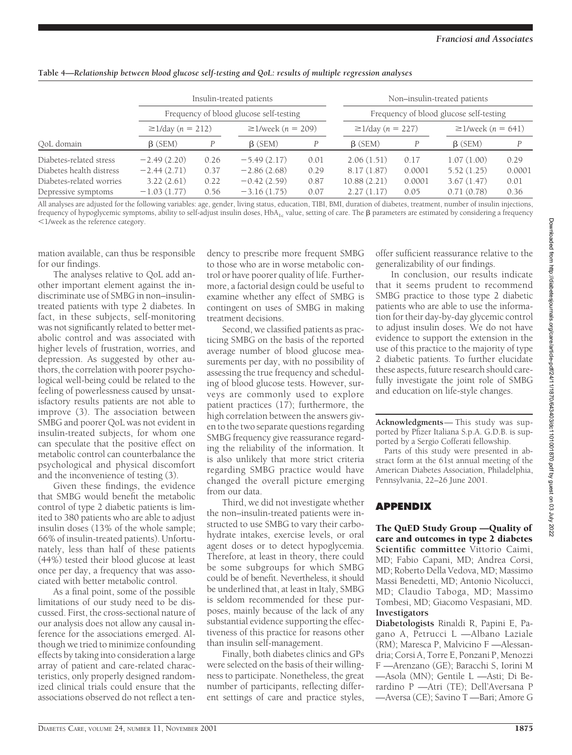**Table 4—Relationship between blood glucose self-testing and QoL: results of multiple regression analyses**

| | Insulin-treated patients | | | | Non–insulin-treated patients | | | |
|---|---|---|---|---|---|---|---|---|
| | Frequency of blood glucose self-testing | | | | Frequency of blood glucose self-testing | | | |
| | ≥1/day ($n$ = 212) | | ≥1/week ($n$ = 209) | | ≥1/day ($n$ = 227) | | ≥1/week ($n$ = 641) | |
| QoL domain | β (SEM) | $P$ | β (SEM) | $P$ | β (SEM) | $P$ | β (SEM) | $P$ |
| Diabetes-related stress | −2.49 (2.20) | 0.26 | −5.49 (2.17) | 0.01 | 2.06 (1.51) | 0.17 | 1.07 (1.00) | 0.29 |
| Diabetes health distress | −2.44 (2.71) | 0.37 | −2.86 (2.68) | 0.29 | 8.17 (1.87) | 0.0001 | 5.52 (1.25) | 0.0001 |
| Diabetes-related worries | 3.22 (2.61) | 0.22 | −0.42 (2.59) | 0.87 | 10.88 (2.21) | 0.0001 | 3.67 (1.47) | 0.01 |
| Depressive symptoms | −1.03 (1.77) | 0.56 | −3.16 (1.75) | 0.07 | 2.27 (1.17) | 0.05 | 0.71 (0.78) | 0.36 |

All analyses are adjusted for the following variables: age, gender, living status, education, TIBI, BMI, duration of diabetes, treatment, number of insulin injections, frequency of hypoglycemic symptoms, ability to self-adjust insulin doses, $HbA_{1c}$ value, setting of care. The β parameters are estimated by considering a frequency <1/week as the reference category.

mation available, can thus be responsible for our findings.

The analyses relative to QoL add another important element against the indiscriminate use of SMBG in non–insulin-treated patients with type 2 diabetes. In fact, in these subjects, self-monitoring was not significantly related to better metabolic control and was associated with higher levels of frustration, worries, and depression. As suggested by other authors, the correlation with poorer psychological well-being could be related to the feeling of powerlessness caused by unsatisfactory results patients are not able to improve (3). The association between SMBG and poorer QoL was not evident in insulin-treated subjects, for whom one can speculate that the positive effect on metabolic control can counterbalance the psychological and physical discomfort and the inconvenience of testing (3).

Given these findings, the evidence that SMBG would benefit the metabolic control of type 2 diabetic patients is limited to 380 patients who are able to adjust insulin doses (13% of the whole sample; 66% of insulin-treated patients). Unfortunately, less than half of these patients (44%) tested their blood glucose at least once per day, a frequency that was associated with better metabolic control.

As a final point, some of the possible limitations of our study need to be discussed. First, the cross-sectional nature of our analysis does not allow any causal inference for the associations emerged. Although we tried to minimize confounding effects by taking into consideration a large array of patient and care-related characteristics, only properly designed randomized clinical trials could ensure that the associations observed do not reflect a tendency to prescribe more frequent SMBG to those who are in worse metabolic control or have poorer quality of life. Furthermore, a factorial design could be useful to examine whether any effect of SMBG is contingent on uses of SMBG in making treatment decisions.

Second, we classified patients as practicing SMBG on the basis of the reported average number of blood glucose measurements per day, with no possibility of assessing the true frequency and scheduling of blood glucose tests. However, surveys are commonly used to explore patient practices (17); furthermore, the high correlation between the answers given to the two separate questions regarding SMBG frequency give reassurance regarding the reliability of the information. It is also unlikely that more strict criteria regarding SMBG practice would have changed the overall picture emerging from our data.

Third, we did not investigate whether the non–insulin-treated patients were instructed to use SMBG to vary their carbohydrate intakes, exercise levels, or oral agent doses or to detect hypoglycemia. Therefore, at least in theory, there could be some subgroups for which SMBG could be of benefit. Nevertheless, it should be underlined that, at least in Italy, SMBG is seldom recommended for these purposes, mainly because of the lack of any substantial evidence supporting the effectiveness of this practice for reasons other than insulin self-management.

Finally, both diabetes clinics and GPs were selected on the basis of their willingness to participate. Nonetheless, the great number of participants, reflecting different settings of care and practice styles, offer sufficient reassurance relative to the generalizability of our findings.

In conclusion, our results indicate that it seems prudent to recommend SMBG practice to those type 2 diabetic patients who are able to use the information for their day-by-day glycemic control to adjust insulin doses. We do not have evidence to support the extension in the use of this practice to the majority of type 2 diabetic patients. To further elucidate these aspects, future research should carefully investigate the joint role of SMBG and education on life-style changes.

**Acknowledgments**— This study was supported by Pfizer Italiana S.p.A. G.D.B. is supported by a Sergio Cofferati fellowship.

Parts of this study were presented in abstract form at the 61st annual meeting of the American Diabetes Association, Philadelphia, Pennsylvania, 22–26 June 2001.

## APPENDIX

**The QuED Study Group —Quality of care and outcomes in type 2 diabetes**
**Scientific committee** Vittorio Caimi, MD; Fabio Capani, MD; Andrea Corsi, MD; Roberto Della Vedova, MD; Massimo Massi Benedetti, MD; Antonio Nicolucci, MD; Claudio Taboga, MD; Massimo Tombesi, MD; Giacomo Vespasiani, MD.
**Investigators**
**Diabetologists** Rinaldi R, Papini E, Pagano A, Petrucci L —Albano Laziale (RM); Maresca P, Malvicino F —Alessandria; Corsi A, Torre E, Ponzani P, Menozzi F —Arenzano (GE); Baracchi S, Iorini M —Asola (MN); Gentile L —Asti; Di Berardino P —Atri (TE); Dell'Aversana P —Aversa (CE); Savino T —Bari; Amore G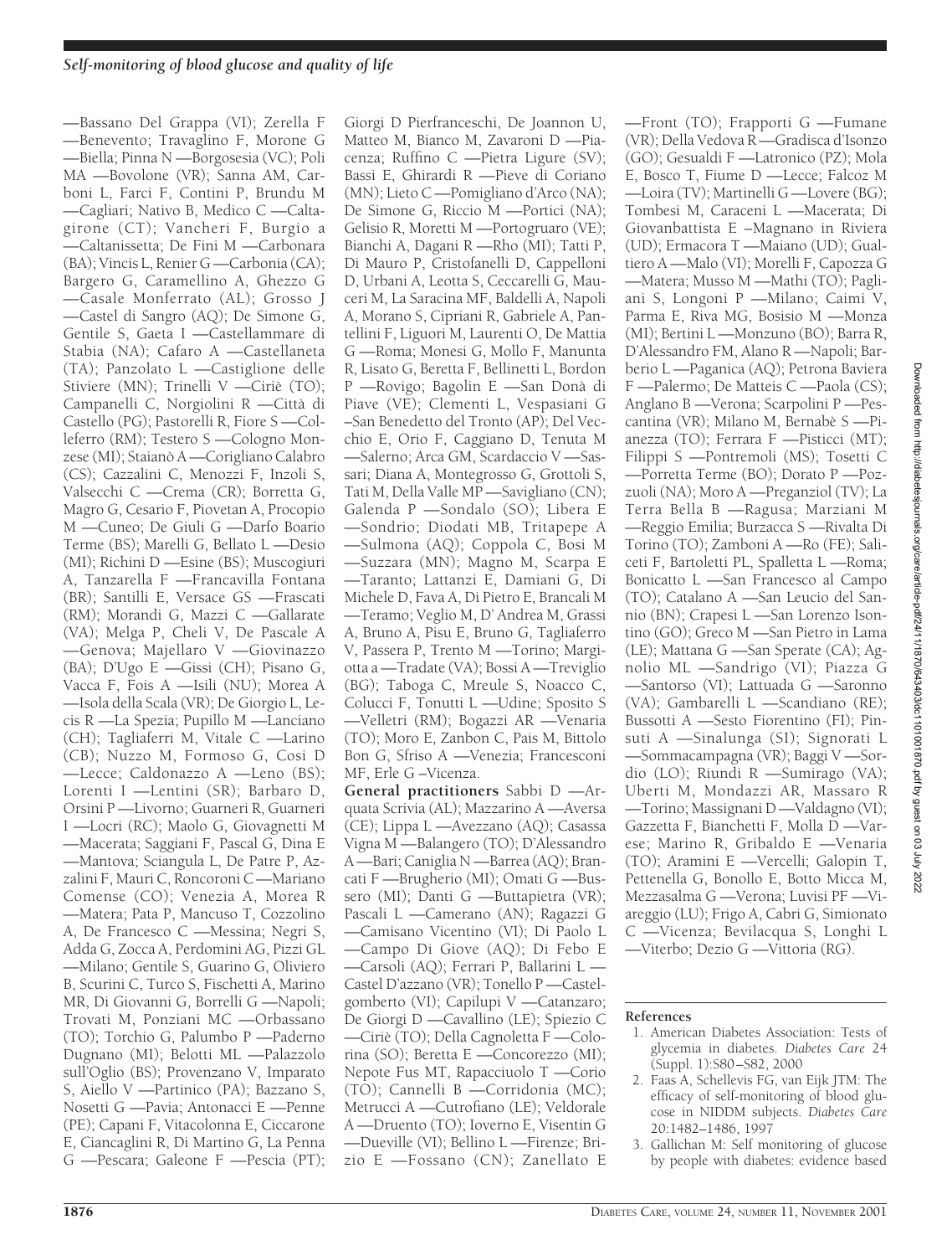—Bassano Del Grappa (VI); Zerella F —Benevento; Travaglino F, Morone G —Biella; Pinna N —Borgosesia (VC); Poli MA —Bovolone (VR); Sanna AM, Carboni L, Farci F, Contini P, Brundu M —Cagliari; Nativo B, Medico C —Caltagirone (CT); Vancheri F, Burgio a —Caltanissetta; De Fini M —Carbonara (BA); Vincis L, Renier G —Carbonia (CA); Bargero G, Caramellino A, Ghezzo G —Casale Monferrato (AL); Grosso J —Castel di Sangro (AQ); De Simone G, Gentile S, Gaeta I —Castellammare di Stabia (NA); Cafaro A —Castellaneta (TA); Panzolato L —Castiglione delle Stiviere (MN); Trinelli V —Ciriè (TO); Campanelli C, Norgiolini R —Città di Castello (PG); Pastorelli R, Fiore S —Colleferro (RM); Testero S —Cologno Monzese (MI); Staianò A —Corigliano Calabro (CS); Cazzalini C, Menozzi F, Inzoli S, Valsecchi C —Crema (CR); Borretta G, Magro G, Cesario F, Piovetan A, Procopio M —Cuneo; De Giuli G —Darfo Boario Terme (BS); Marelli G, Bellato L —Desio (MI); Richini D —Esine (BS); Muscogiuri A, Tanzarella F —Francavilla Fontana (BR); Santilli E, Versace GS —Frascati (RM); Morandi G, Mazzi C —Gallarate (VA); Melga P, Cheli V, De Pascale A —Genova; Majellaro V —Giovinazzo (BA); D'Ugo E —Gissi (CH); Pisano G, Vacca F, Fois A —Isili (NU); Morea A —Isola della Scala (VR); De Giorgio L, Lecis R —La Spezia; Pupillo M —Lanciano (CH); Tagliaferri M, Vitale C —Larino (CB); Nuzzo M, Formoso G, Cosi D —Lecce; Caldonazzo A —Leno (BS); Lorenti I —Lentini (SR); Barbaro D, Orsini P —Livorno; Guarneri R, Guarneri I —Locri (RC); Maolo G, Giovagnetti M —Macerata; Saggiani F, Pascal G, Dina E —Mantova; Sciangula L, De Patre P, Azzalini F, Mauri C, Roncoroni C —Mariano Comense (CO); Venezia A, Morea R —Matera; Pata P, Mancuso T, Cozzolino A, De Francesco C —Messina; Negri S, Adda G, Zocca A, Perdomini AG, Pizzi GL —Milano; Gentile S, Guarino G, Oliviero B, Scurini C, Turco S, Fischetti A, Marino MR, Di Giovanni G, Borrelli G —Napoli; Trovati M, Ponziani MC —Orbassano (TO); Torchio G, Palumbo P —Paderno Dugnano (MI); Belotti ML —Palazzolo sull'Oglio (BS); Provenzano V, Imparato S, Aiello V —Partinico (PA); Bazzano S, Nosetti G —Pavia; Antonacci E —Penne (PE); Capani F, Vitacolonna E, Ciccarone E, Ciancaglini R, Di Martino G, La Penna G —Pescara; Galeone F —Pescia (PT); Giorgi D Pierfranceschi, De Joannon U, Matteo M, Bianco M, Zavaroni D —Piacenza; Ruffino C —Pietra Ligure (SV); Bassi E, Ghirardi R —Pieve di Coriano (MN); Lieto C —Pomigliano d'Arco (NA); De Simone G, Riccio M —Portici (NA); Gelisio R, Moretti M —Portogruaro (VE); Bianchi A, Dagani R —Rho (MI); Tatti P, Di Mauro P, Cristofanelli D, Cappelloni D, Urbani A, Leotta S, Ceccarelli G, Mauceri M, La Saracina MF, Baldelli A, Napoli A, Morano S, Cipriani R, Gabriele A, Pantellini F, Liguori M, Laurenti O, De Mattia G —Roma; Monesi G, Mollo F, Manunta R, Lisato G, Beretta F, Bellinetti L, Bordon P —Rovigo; Bagolin E —San Donà di Piave (VE); Clementi L, Vespasiani G –San Benedetto del Tronto (AP); Del Vecchio E, Orio F, Caggiano D, Tenuta M —Salerno; Arca GM, Scardaccio V —Sassari; Diana A, Montegrosso G, Grottoli S, Tati M, Della Valle MP —Savigliano (CN); Galenda P —Sondalo (SO); Libera E —Sondrio; Diodati MB, Tritapepe A —Sulmona (AQ); Coppola C, Bosi M —Suzzara (MN); Magno M, Scarpa E —Taranto; Lattanzi E, Damiani G, Di Michele D, Fava A, Di Pietro E, Brancali M —Teramo; Veglio M, D' Andrea M, Grassi A, Bruno A, Pisu E, Bruno G, Tagliaferro V, Passera P, Trento M —Torino; Margiotta a —Tradate (VA); Bossi A —Treviglio (BG); Taboga C, Mreule S, Noacco C, Colucci F, Tonutti L —Udine; Sposito S —Velletri (RM); Bogazzi AR —Venaria (TO); Moro E, Zanbon C, Pais M, Bittolo Bon G, Sfriso A —Venezia; Francesconi MF, Erle G –Vicenza.

**General practitioners** Sabbi D —Arquata Scrivia (AL); Mazzarino A —Aversa (CE); Lippa L —Avezzano (AQ); Casassa Vigna M —Balangero (TO); D'Alessandro A —Bari; Caniglia N —Barrea (AQ); Brancati F —Brugherio (MI); Omati G —Bussero (MI); Danti G —Buttapietra (VR); Pascali L —Camerano (AN); Ragazzi G —Camisano Vicentino (VI); Di Paolo L —Campo Di Giove (AQ); Di Febo E —Carsoli (AQ); Ferrari P, Ballarini L —Castel D'azzano (VR); Tonello P —Castelgomberto (VI); Capilupi V —Catanzaro; De Giorgi D —Cavallino (LE); Spiezio C —Ciriè (TO); Della Cagnoletta F —Colorina (SO); Beretta E —Concorezzo (MI); Nepote Fus MT, Rapacciuolo T —Corio (TO); Cannelli B —Corridonia (MC); Metrucci A —Cutrofiano (LE); Veldorale A —Druento (TO); Ioverno E, Visentin G —Dueville (VI); Bellino L —Firenze; Brizio E —Fossano (CN); Zanellato E —Front (TO); Frapporti G —Fumane (VR); Della Vedova R —Gradisca d'Isonzo (GO); Gesualdi F —Latronico (PZ); Mola E, Bosco T, Fiume D —Lecce; Falcoz M —Loira (TV); Martinelli G —Lovere (BG); Tombesi M, Caraceni L —Macerata; Di Giovanbattista E –Magnano in Riviera (UD); Ermacora T —Maiano (UD); Gualtiero A —Malo (VI); Morelli F, Capozza G —Matera; Musso M —Mathi (TO); Pagliani S, Longoni P —Milano; Caimi V, Parma E, Riva MG, Bosisio M —Monza (MI); Bertini L —Monzuno (BO); Barra R, D'Alessandro FM, Alano R —Napoli; Barberio L —Paganica (AQ); Petrona Baviera F —Palermo; De Matteis C —Paola (CS); Anglano B —Verona; Scarpolini P —Pescantina (VR); Milano M, Bernabè S —Pianezza (TO); Ferrara F —Pisticci (MT); Filippi S —Pontremoli (MS); Tosetti C —Porretta Terme (BO); Dorato P —Pozzuoli (NA); Moro A —Preganziol (TV); La Terra Bella B —Ragusa; Marziani M —Reggio Emilia; Burzacca S —Rivalta Di Torino (TO); Zamboni A —Ro (FE); Saliceti F, Bartoletti PL, Spalletta L —Roma; Bonicatto L —San Francesco al Campo (TO); Catalano A —San Leucio del Sannio (BN); Crapesi L —San Lorenzo Isontino (GO); Greco M —San Pietro in Lama (LE); Mattana G —San Sperate (CA); Agnolio ML —Sandrigo (VI); Piazza G —Santorso (VI); Lattuada G —Saronno (VA); Gambarelli L —Scandiano (RE); Bussotti A —Sesto Fiorentino (FI); Pinsuti A —Sinalunga (SI); Signorati L —Sommacampagna (VR); Baggi V —Sordio (LO); Riundi R —Sumirago (VA); Uberti M, Mondazzi AR, Massaro R —Torino; Massignani D —Valdagno (VI); Gazzetta F, Bianchetti F, Molla D —Varese; Marino R, Gribaldo E —Venaria (TO); Aramini E —Vercelli; Galopin T, Pettenella G, Bonollo E, Botto Micca M, Mezzasalma G —Verona; Luvisi PF —Viareggio (LU); Frigo A, Cabri G, Simionato C —Vicenza; Bevilacqua S, Longhi L —Viterbo; Dezio G —Vittoria (RG).

## References

1. American Diabetes Association: Tests of glycemia in diabetes. *Diabetes Care* 24 (Suppl. 1):S80–S82, 2000
2. Faas A, Schellevis FG, van Eijk JTM: The efficacy of self-monitoring of blood glucose in NIDDM subjects. *Diabetes Care* 20:1482–1486, 1997
3. Gallichan M: Self monitoring of glucose by people with diabetes: evidence based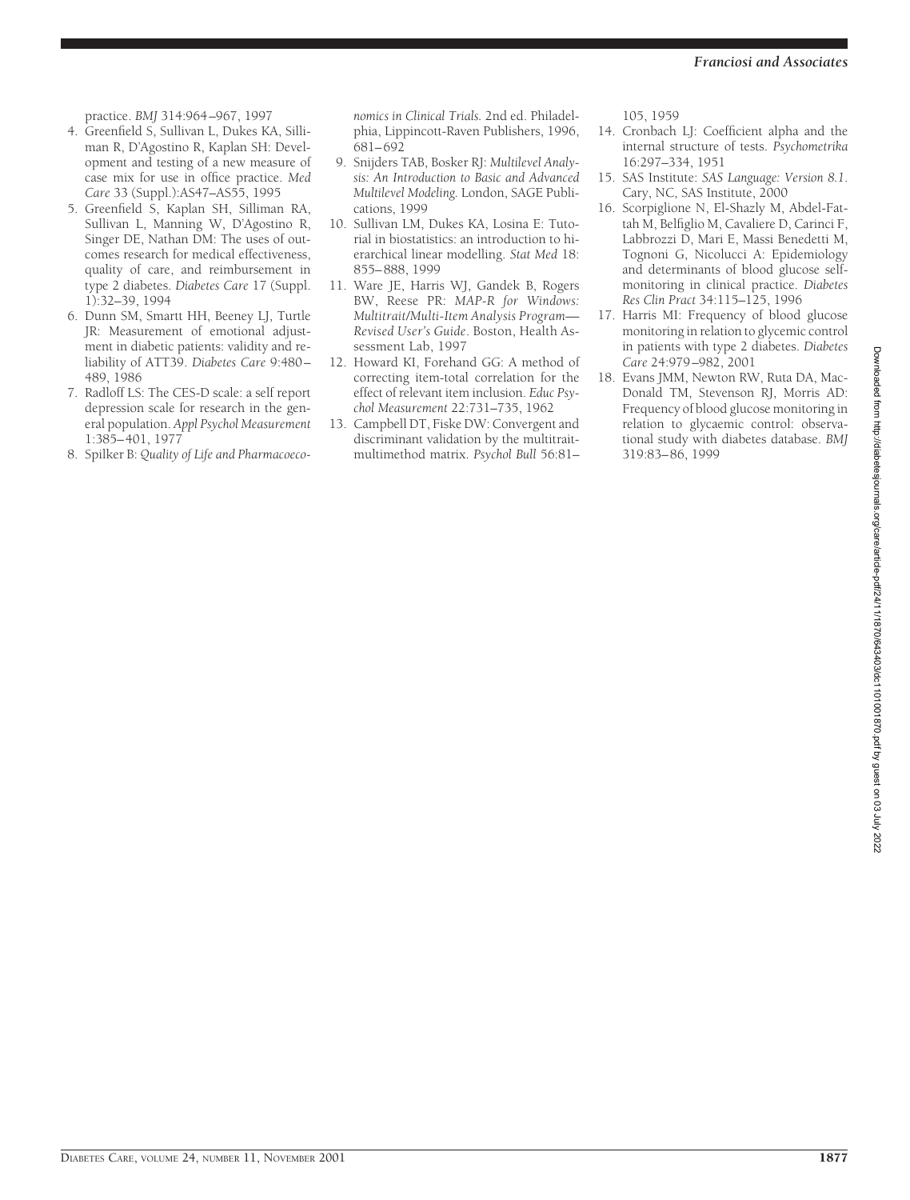practice. *BMJ* 314:964–967, 1997

4. Greenfield S, Sullivan L, Dukes KA, Silliman R, D'Agostino R, Kaplan SH: Development and testing of a new measure of case mix for use in office practice. *Med Care* 33 (Suppl.):AS47–AS55, 1995
5. Greenfield S, Kaplan SH, Silliman RA, Sullivan L, Manning W, D'Agostino R, Singer DE, Nathan DM: The uses of outcomes research for medical effectiveness, quality of care, and reimbursement in type 2 diabetes. *Diabetes Care* 17 (Suppl. 1):32–39, 1994
6. Dunn SM, Smartt HH, Beeney LJ, Turtle JR: Measurement of emotional adjustment in diabetic patients: validity and reliability of ATT39. *Diabetes Care* 9:480–489, 1986
7. Radloff LS: The CES-D scale: a self report depression scale for research in the general population. *Appl Psychol Measurement* 1:385–401, 1977
8. Spilker B: *Quality of Life and Pharmacoeconomics in Clinical Trials.* 2nd ed. Philadelphia, Lippincott-Raven Publishers, 1996, 681–692
9. Snijders TAB, Bosker RJ: *Multilevel Analysis: An Introduction to Basic and Advanced Multilevel Modeling.* London, SAGE Publications, 1999
10. Sullivan LM, Dukes KA, Losina E: Tutorial in biostatistics: an introduction to hierarchical linear modelling. *Stat Med* 18: 855–888, 1999
11. Ware JE, Harris WJ, Gandek B, Rogers BW, Reese PR: *MAP-R for Windows: Multitrait/Multi-Item Analysis Program—Revised User's Guide*. Boston, Health Assessment Lab, 1997
12. Howard KI, Forehand GG: A method of correcting item-total correlation for the effect of relevant item inclusion. *Educ Psychol Measurement* 22:731–735, 1962
13. Campbell DT, Fiske DW: Convergent and discriminant validation by the multitrait-multimethod matrix. *Psychol Bull* 56:81–105, 1959
14. Cronbach LJ: Coefficient alpha and the internal structure of tests. *Psychometrika* 16:297–334, 1951
15. SAS Institute: *SAS Language: Version 8.1*. Cary, NC, SAS Institute, 2000
16. Scorpiglione N, El-Shazly M, Abdel-Fattah M, Belfiglio M, Cavaliere D, Carinci F, Labbrozzi D, Mari E, Massi Benedetti M, Tognoni G, Nicolucci A: Epidemiology and determinants of blood glucose self-monitoring in clinical practice. *Diabetes Res Clin Pract* 34:115–125, 1996
17. Harris MI: Frequency of blood glucose monitoring in relation to glycemic control in patients with type 2 diabetes. *Diabetes Care* 24:979–982, 2001
18. Evans JMM, Newton RW, Ruta DA, MacDonald TM, Stevenson RJ, Morris AD: Frequency of blood glucose monitoring in relation to glycaemic control: observational study with diabetes database. *BMJ* 319:83–86, 1999